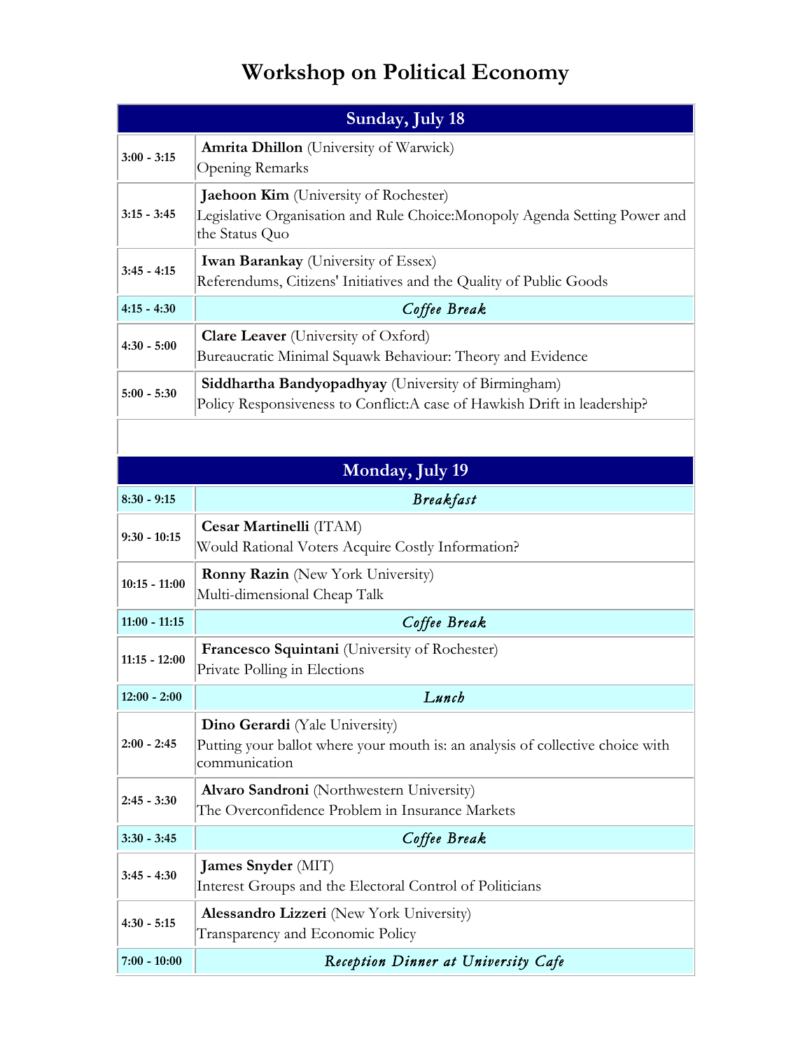# Workshop on Political Economy

| Sunday, July 18 | |
|---|---|
| 3:00 - 3:15 | **Amrita Dhillon** (University of Warwick)<br>Opening Remarks |
| 3:15 - 3:45 | **Jaehoon Kim** (University of Rochester)<br>Legislative Organisation and Rule Choice:Monopoly Agenda Setting Power and the Status Quo |
| 3:45 - 4:15 | **Iwan Barankay** (University of Essex)<br>Referendums, Citizens' Initiatives and the Quality of Public Goods |
| 4:15 - 4:30 | *Coffee Break* |
| 4:30 - 5:00 | **Clare Leaver** (University of Oxford)<br>Bureaucratic Minimal Squawk Behaviour: Theory and Evidence |
| 5:00 - 5:30 | **Siddhartha Bandyopadhyay** (University of Birmingham)<br>Policy Responsiveness to Conflict:A case of Hawkish Drift in leadership? |

| Monday, July 19 | |
|---|---|
| 8:30 - 9:15 | *Breakfast* |
| 9:30 - 10:15 | **Cesar Martinelli** (ITAM)<br>Would Rational Voters Acquire Costly Information? |
| 10:15 - 11:00 | **Ronny Razin** (New York University)<br>Multi-dimensional Cheap Talk |
| 11:00 - 11:15 | *Coffee Break* |
| 11:15 - 12:00 | **Francesco Squintani** (University of Rochester)<br>Private Polling in Elections |
| 12:00 - 2:00 | *Lunch* |
| 2:00 - 2:45 | **Dino Gerardi** (Yale University)<br>Putting your ballot where your mouth is: an analysis of collective choice with communication |
| 2:45 - 3:30 | **Alvaro Sandroni** (Northwestern University)<br>The Overconfidence Problem in Insurance Markets |
| 3:30 - 3:45 | *Coffee Break* |
| 3:45 - 4:30 | **James Snyder** (MIT)<br>Interest Groups and the Electoral Control of Politicians |
| 4:30 - 5:15 | **Alessandro Lizzeri** (New York University)<br>Transparency and Economic Policy |
| 7:00 - 10:00 | *Reception Dinner at University Cafe* |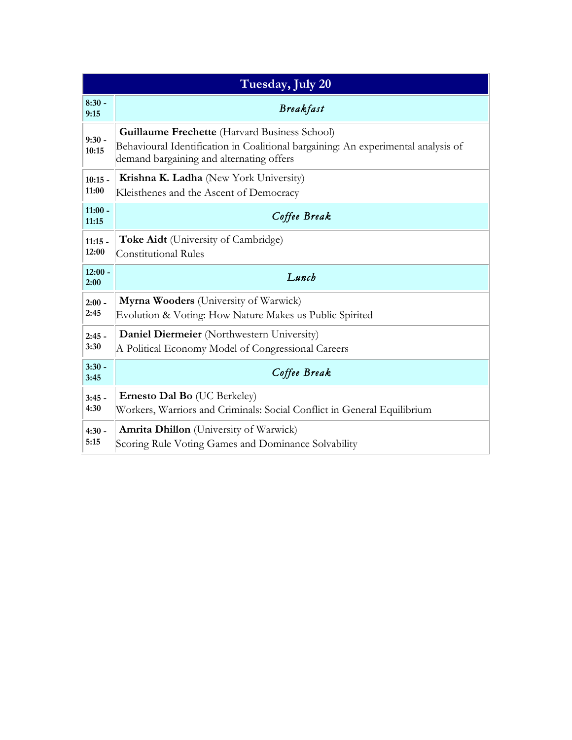| Tuesday, July 20 | |
|---|---|
| **8:30 - 9:15** | *Breakfast* |
| **9:30 - 10:15** | **Guillaume Frechette** (Harvard Business School)<br>Behavioural Identification in Coalitional bargaining: An experimental analysis of demand bargaining and alternating offers |
| **10:15 - 11:00** | **Krishna K. Ladha** (New York University)<br>Kleisthenes and the Ascent of Democracy |
| **11:00 - 11:15** | *Coffee Break* |
| **11:15 - 12:00** | **Toke Aidt** (University of Cambridge)<br>Constitutional Rules |
| **12:00 - 2:00** | *Lunch* |
| **2:00 - 2:45** | **Myrna Wooders** (University of Warwick)<br>Evolution & Voting: How Nature Makes us Public Spirited |
| **2:45 - 3:30** | **Daniel Diermeier** (Northwestern University)<br>A Political Economy Model of Congressional Careers |
| **3:30 - 3:45** | *Coffee Break* |
| **3:45 - 4:30** | **Ernesto Dal Bo** (UC Berkeley)<br>Workers, Warriors and Criminals: Social Conflict in General Equilibrium |
| **4:30 - 5:15** | **Amrita Dhillon** (University of Warwick)<br>Scoring Rule Voting Games and Dominance Solvability |